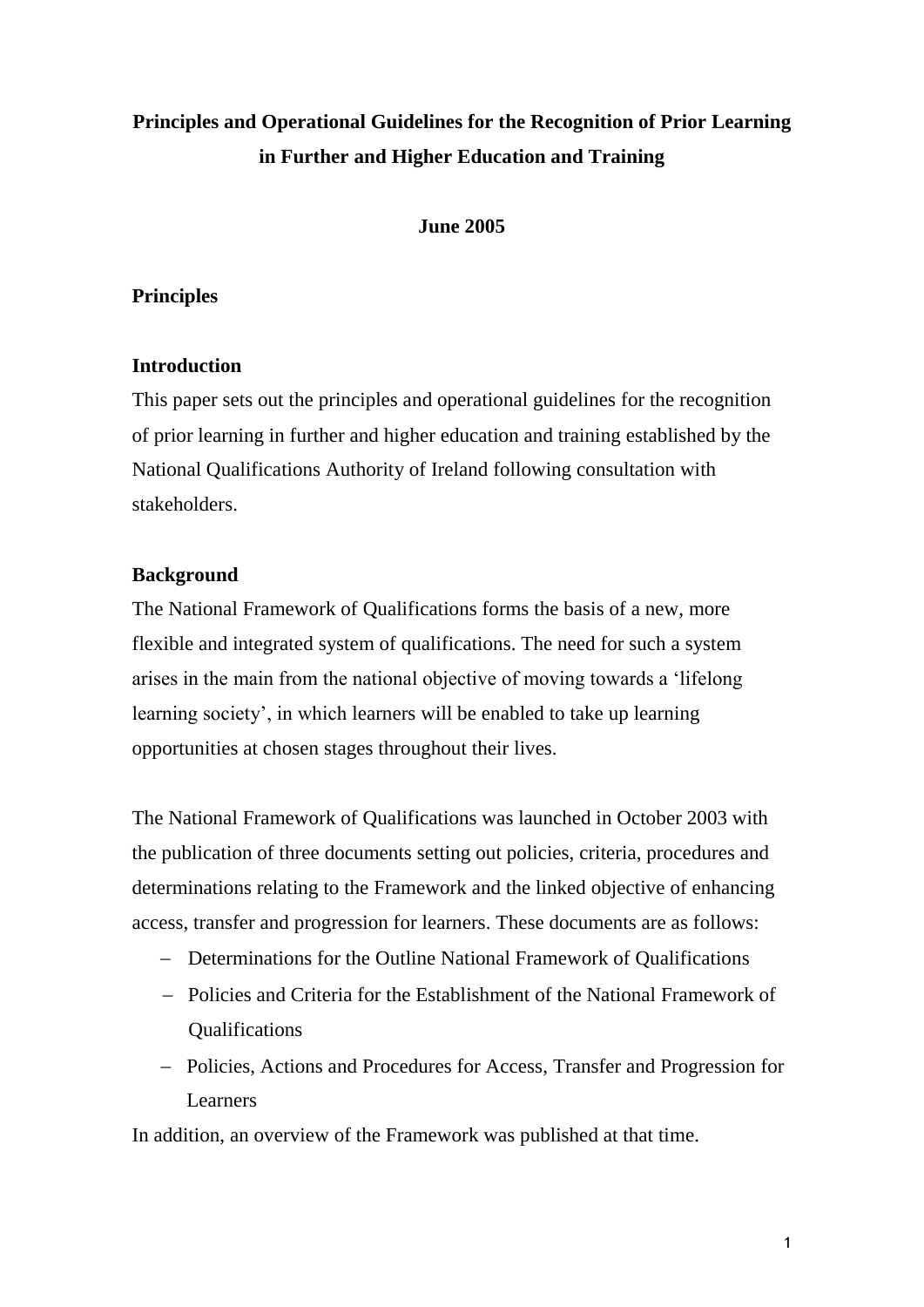# Principles and Operational Guidelines for the Recognition of Prior Learning in Further and Higher Education and Training

**June 2005**

## Principles

### Introduction

This paper sets out the principles and operational guidelines for the recognition of prior learning in further and higher education and training established by the National Qualifications Authority of Ireland following consultation with stakeholders.

### Background

The National Framework of Qualifications forms the basis of a new, more flexible and integrated system of qualifications. The need for such a system arises in the main from the national objective of moving towards a 'lifelong learning society', in which learners will be enabled to take up learning opportunities at chosen stages throughout their lives.

The National Framework of Qualifications was launched in October 2003 with the publication of three documents setting out policies, criteria, procedures and determinations relating to the Framework and the linked objective of enhancing access, transfer and progression for learners. These documents are as follows:

- Determinations for the Outline National Framework of Qualifications
- Policies and Criteria for the Establishment of the National Framework of Qualifications
- Policies, Actions and Procedures for Access, Transfer and Progression for Learners

In addition, an overview of the Framework was published at that time.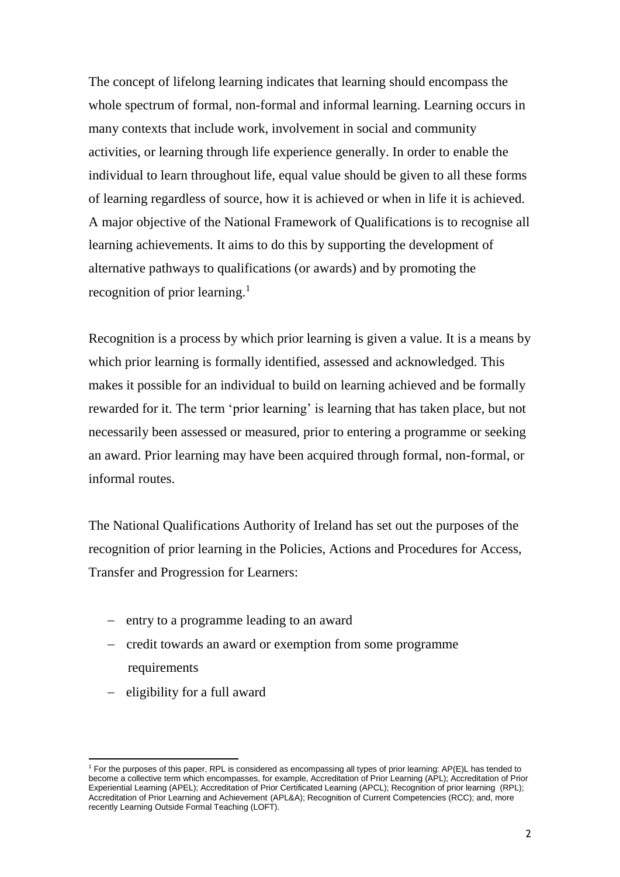The concept of lifelong learning indicates that learning should encompass the whole spectrum of formal, non-formal and informal learning. Learning occurs in many contexts that include work, involvement in social and community activities, or learning through life experience generally. In order to enable the individual to learn throughout life, equal value should be given to all these forms of learning regardless of source, how it is achieved or when in life it is achieved. A major objective of the National Framework of Qualifications is to recognise all learning achievements. It aims to do this by supporting the development of alternative pathways to qualifications (or awards) and by promoting the recognition of prior learning.[1]

Recognition is a process by which prior learning is given a value. It is a means by which prior learning is formally identified, assessed and acknowledged. This makes it possible for an individual to build on learning achieved and be formally rewarded for it. The term 'prior learning' is learning that has taken place, but not necessarily been assessed or measured, prior to entering a programme or seeking an award. Prior learning may have been acquired through formal, non-formal, or informal routes.

The National Qualifications Authority of Ireland has set out the purposes of the recognition of prior learning in the Policies, Actions and Procedures for Access, Transfer and Progression for Learners:

- entry to a programme leading to an award
- credit towards an award or exemption from some programme requirements
- eligibility for a full award

[1] For the purposes of this paper, RPL is considered as encompassing all types of prior learning: AP(E)L has tended to become a collective term which encompasses, for example, Accreditation of Prior Learning (APL); Accreditation of Prior Experiential Learning (APEL); Accreditation of Prior Certificated Learning (APCL); Recognition of prior learning (RPL); Accreditation of Prior Learning and Achievement (APL&A); Recognition of Current Competencies (RCC); and, more recently Learning Outside Formal Teaching (LOFT).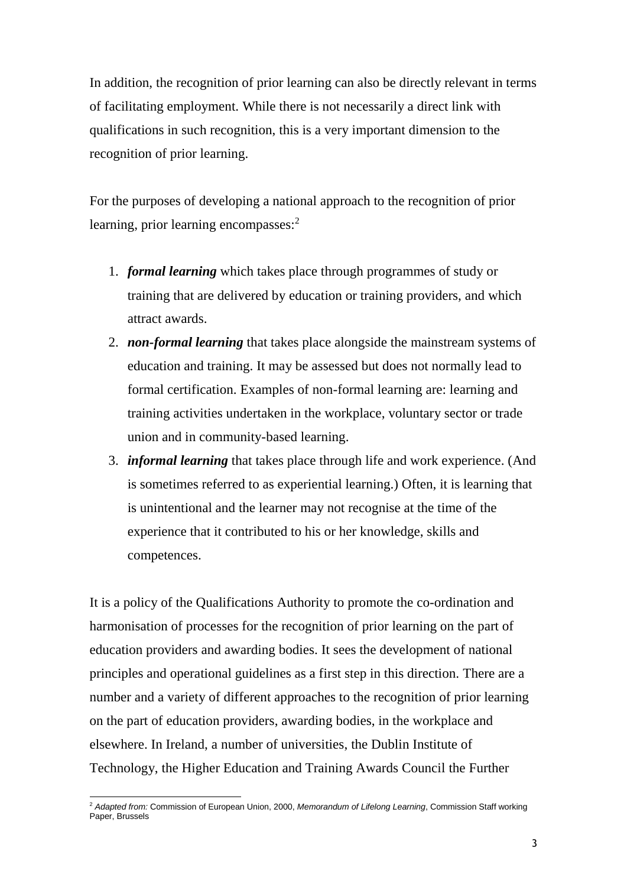In addition, the recognition of prior learning can also be directly relevant in terms of facilitating employment. While there is not necessarily a direct link with qualifications in such recognition, this is a very important dimension to the recognition of prior learning.

For the purposes of developing a national approach to the recognition of prior learning, prior learning encompasses:[2]

1. ***formal learning*** which takes place through programmes of study or training that are delivered by education or training providers, and which attract awards.
2. ***non-formal learning*** that takes place alongside the mainstream systems of education and training. It may be assessed but does not normally lead to formal certification. Examples of non-formal learning are: learning and training activities undertaken in the workplace, voluntary sector or trade union and in community-based learning.
3. ***informal learning*** that takes place through life and work experience. (And is sometimes referred to as experiential learning.) Often, it is learning that is unintentional and the learner may not recognise at the time of the experience that it contributed to his or her knowledge, skills and competences.

It is a policy of the Qualifications Authority to promote the co-ordination and harmonisation of processes for the recognition of prior learning on the part of education providers and awarding bodies. It sees the development of national principles and operational guidelines as a first step in this direction. There are a number and a variety of different approaches to the recognition of prior learning on the part of education providers, awarding bodies, in the workplace and elsewhere. In Ireland, a number of universities, the Dublin Institute of Technology, the Higher Education and Training Awards Council the Further

[2] *Adapted from:* Commission of European Union, 2000, *Memorandum of Lifelong Learning*, Commission Staff working Paper, Brussels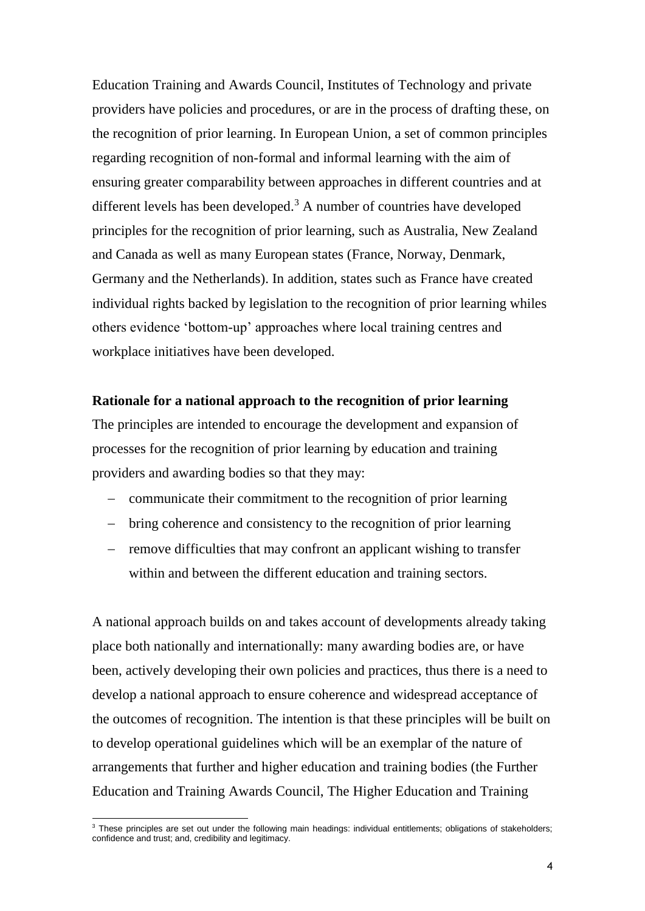Education Training and Awards Council, Institutes of Technology and private providers have policies and procedures, or are in the process of drafting these, on the recognition of prior learning. In European Union, a set of common principles regarding recognition of non-formal and informal learning with the aim of ensuring greater comparability between approaches in different countries and at different levels has been developed.[3] A number of countries have developed principles for the recognition of prior learning, such as Australia, New Zealand and Canada as well as many European states (France, Norway, Denmark, Germany and the Netherlands). In addition, states such as France have created individual rights backed by legislation to the recognition of prior learning whiles others evidence 'bottom-up' approaches where local training centres and workplace initiatives have been developed.

**Rationale for a national approach to the recognition of prior learning**

The principles are intended to encourage the development and expansion of processes for the recognition of prior learning by education and training providers and awarding bodies so that they may:

- communicate their commitment to the recognition of prior learning
- bring coherence and consistency to the recognition of prior learning
- remove difficulties that may confront an applicant wishing to transfer within and between the different education and training sectors.

A national approach builds on and takes account of developments already taking place both nationally and internationally: many awarding bodies are, or have been, actively developing their own policies and practices, thus there is a need to develop a national approach to ensure coherence and widespread acceptance of the outcomes of recognition. The intention is that these principles will be built on to develop operational guidelines which will be an exemplar of the nature of arrangements that further and higher education and training bodies (the Further Education and Training Awards Council, The Higher Education and Training

[3] These principles are set out under the following main headings: individual entitlements; obligations of stakeholders; confidence and trust; and, credibility and legitimacy.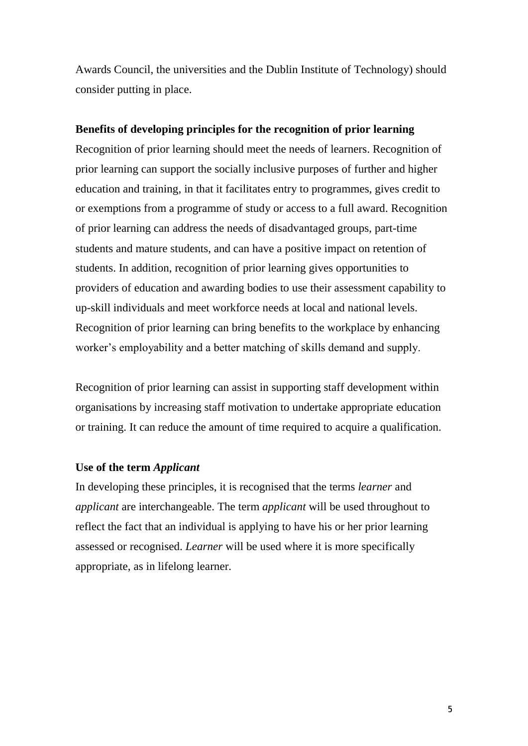Awards Council, the universities and the Dublin Institute of Technology) should consider putting in place.

**Benefits of developing principles for the recognition of prior learning**

Recognition of prior learning should meet the needs of learners. Recognition of prior learning can support the socially inclusive purposes of further and higher education and training, in that it facilitates entry to programmes, gives credit to or exemptions from a programme of study or access to a full award. Recognition of prior learning can address the needs of disadvantaged groups, part-time students and mature students, and can have a positive impact on retention of students. In addition, recognition of prior learning gives opportunities to providers of education and awarding bodies to use their assessment capability to up-skill individuals and meet workforce needs at local and national levels. Recognition of prior learning can bring benefits to the workplace by enhancing worker's employability and a better matching of skills demand and supply.

Recognition of prior learning can assist in supporting staff development within organisations by increasing staff motivation to undertake appropriate education or training. It can reduce the amount of time required to acquire a qualification.

**Use of the term *Applicant***

In developing these principles, it is recognised that the terms *learner* and *applicant* are interchangeable. The term *applicant* will be used throughout to reflect the fact that an individual is applying to have his or her prior learning assessed or recognised. *Learner* will be used where it is more specifically appropriate, as in lifelong learner.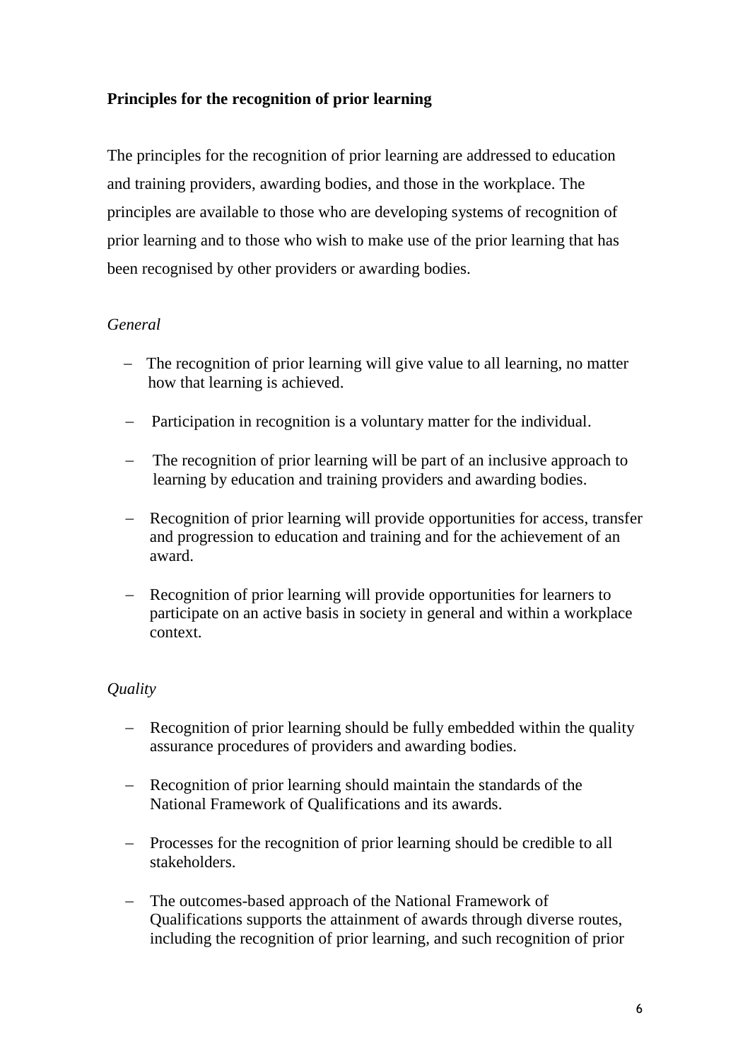**Principles for the recognition of prior learning**

The principles for the recognition of prior learning are addressed to education and training providers, awarding bodies, and those in the workplace. The principles are available to those who are developing systems of recognition of prior learning and to those who wish to make use of the prior learning that has been recognised by other providers or awarding bodies.

*General*

- The recognition of prior learning will give value to all learning, no matter how that learning is achieved.
- Participation in recognition is a voluntary matter for the individual.
- The recognition of prior learning will be part of an inclusive approach to learning by education and training providers and awarding bodies.
- Recognition of prior learning will provide opportunities for access, transfer and progression to education and training and for the achievement of an award.
- Recognition of prior learning will provide opportunities for learners to participate on an active basis in society in general and within a workplace context.

*Quality*

- Recognition of prior learning should be fully embedded within the quality assurance procedures of providers and awarding bodies.
- Recognition of prior learning should maintain the standards of the National Framework of Qualifications and its awards.
- Processes for the recognition of prior learning should be credible to all stakeholders.
- The outcomes-based approach of the National Framework of Qualifications supports the attainment of awards through diverse routes, including the recognition of prior learning, and such recognition of prior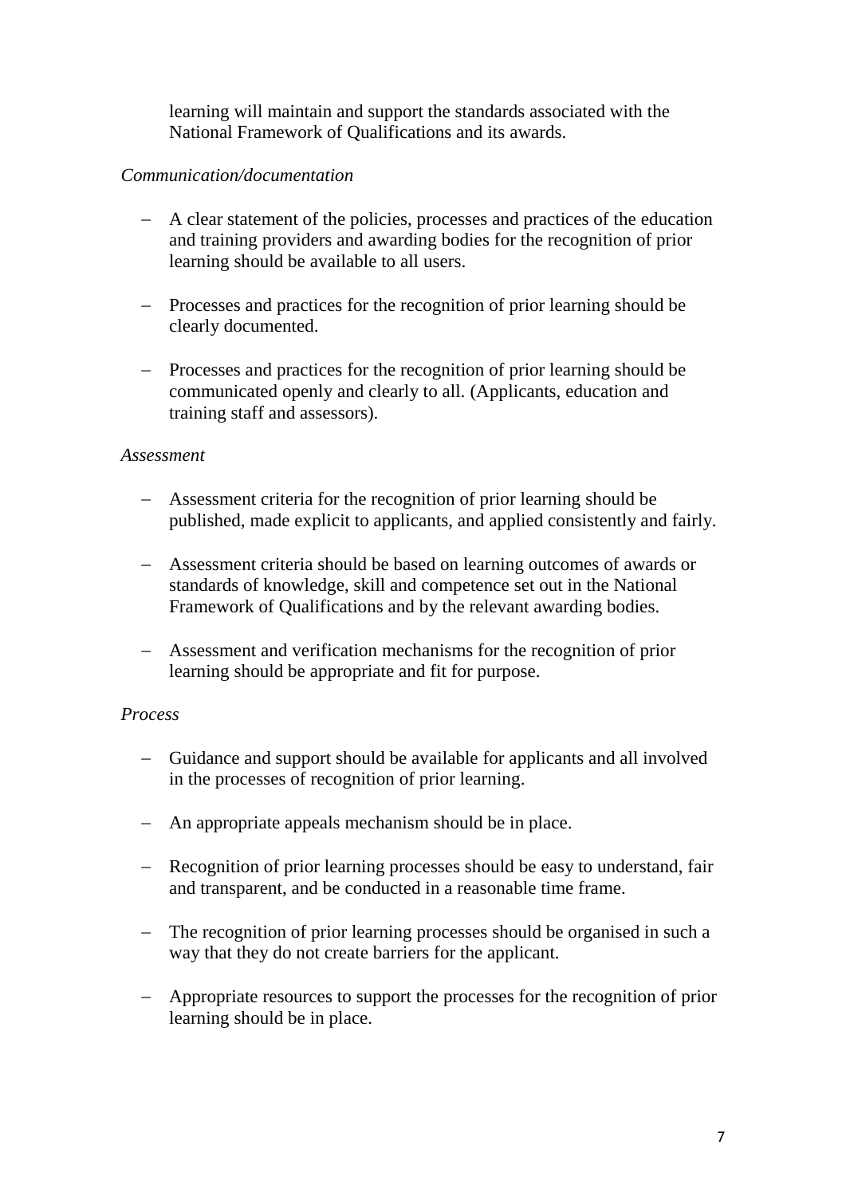learning will maintain and support the standards associated with the National Framework of Qualifications and its awards.

*Communication/documentation*

- A clear statement of the policies, processes and practices of the education and training providers and awarding bodies for the recognition of prior learning should be available to all users.
- Processes and practices for the recognition of prior learning should be clearly documented.
- Processes and practices for the recognition of prior learning should be communicated openly and clearly to all. (Applicants, education and training staff and assessors).

*Assessment*

- Assessment criteria for the recognition of prior learning should be published, made explicit to applicants, and applied consistently and fairly.
- Assessment criteria should be based on learning outcomes of awards or standards of knowledge, skill and competence set out in the National Framework of Qualifications and by the relevant awarding bodies.
- Assessment and verification mechanisms for the recognition of prior learning should be appropriate and fit for purpose.

*Process*

- Guidance and support should be available for applicants and all involved in the processes of recognition of prior learning.
- An appropriate appeals mechanism should be in place.
- Recognition of prior learning processes should be easy to understand, fair and transparent, and be conducted in a reasonable time frame.
- The recognition of prior learning processes should be organised in such a way that they do not create barriers for the applicant.
- Appropriate resources to support the processes for the recognition of prior learning should be in place.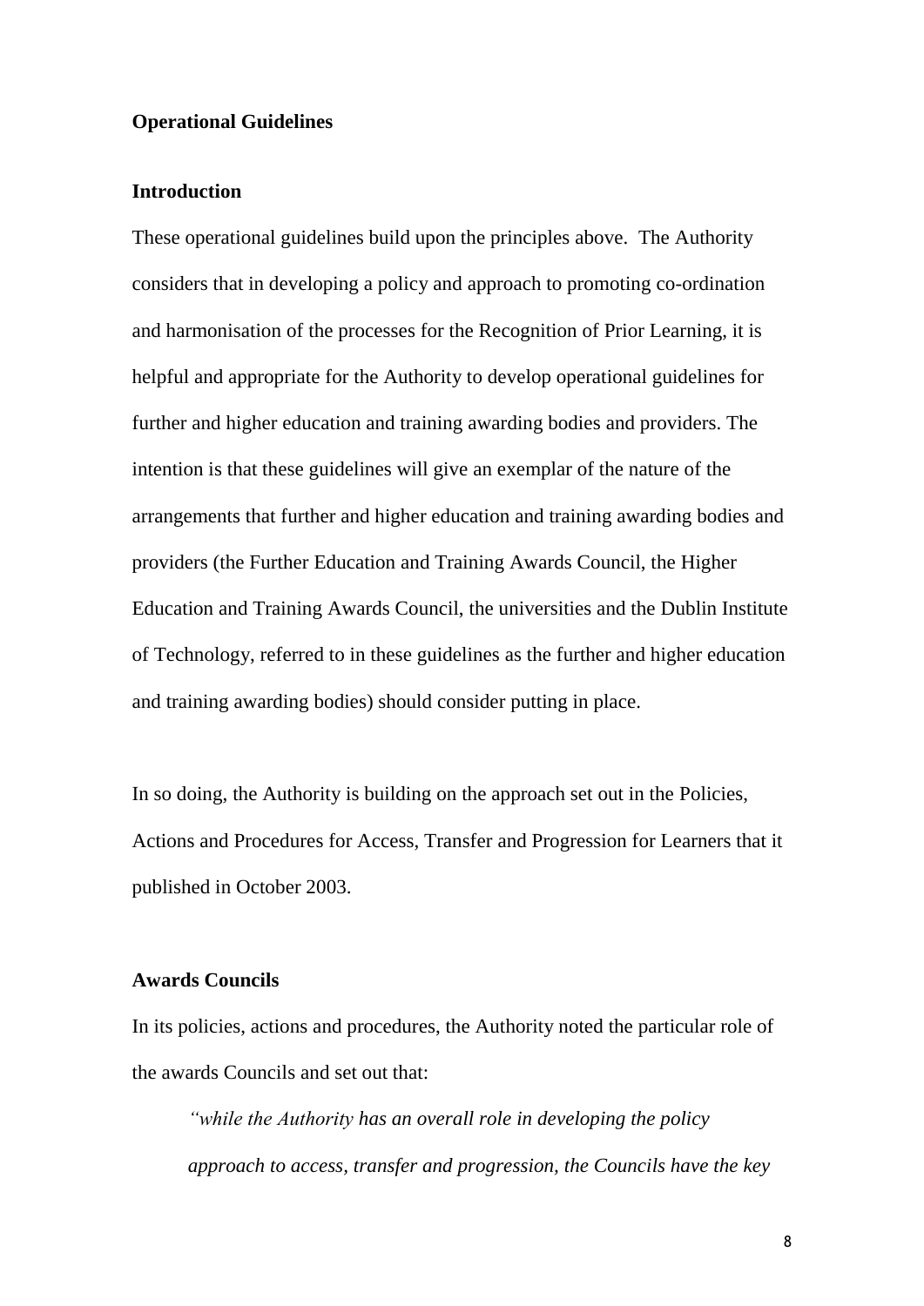**Operational Guidelines**

**Introduction**

These operational guidelines build upon the principles above. The Authority considers that in developing a policy and approach to promoting co-ordination and harmonisation of the processes for the Recognition of Prior Learning, it is helpful and appropriate for the Authority to develop operational guidelines for further and higher education and training awarding bodies and providers. The intention is that these guidelines will give an exemplar of the nature of the arrangements that further and higher education and training awarding bodies and providers (the Further Education and Training Awards Council, the Higher Education and Training Awards Council, the universities and the Dublin Institute of Technology, referred to in these guidelines as the further and higher education and training awarding bodies) should consider putting in place.

In so doing, the Authority is building on the approach set out in the Policies, Actions and Procedures for Access, Transfer and Progression for Learners that it published in October 2003.

**Awards Councils**

In its policies, actions and procedures, the Authority noted the particular role of the awards Councils and set out that:

> *"while the Authority has an overall role in developing the policy approach to access, transfer and progression, the Councils have the key*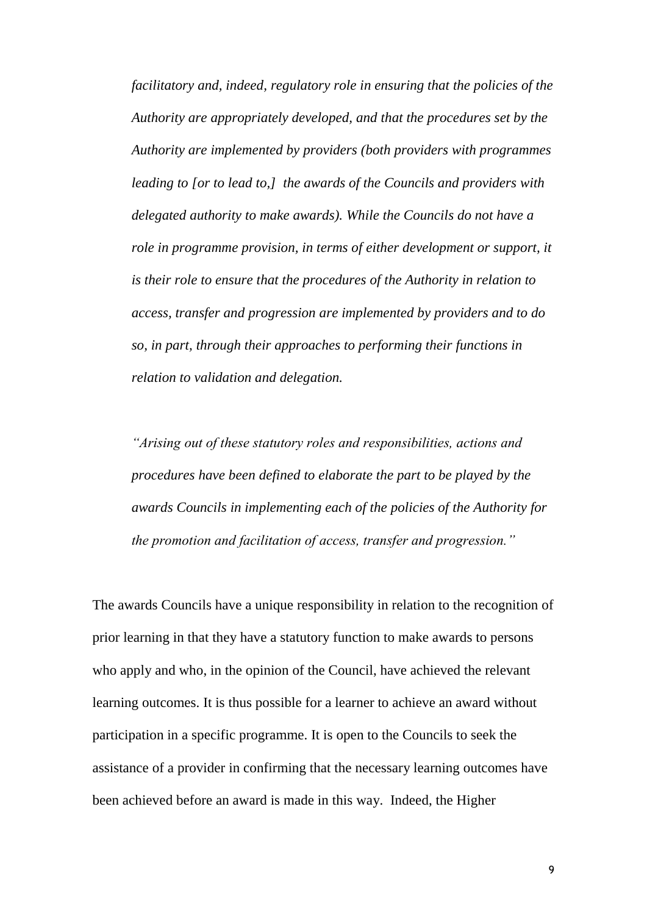*facilitatory and, indeed, regulatory role in ensuring that the policies of the Authority are appropriately developed, and that the procedures set by the Authority are implemented by providers (both providers with programmes leading to [or to lead to,] the awards of the Councils and providers with delegated authority to make awards). While the Councils do not have a role in programme provision, in terms of either development or support, it is their role to ensure that the procedures of the Authority in relation to access, transfer and progression are implemented by providers and to do so, in part, through their approaches to performing their functions in relation to validation and delegation.*

*"Arising out of these statutory roles and responsibilities, actions and procedures have been defined to elaborate the part to be played by the awards Councils in implementing each of the policies of the Authority for the promotion and facilitation of access, transfer and progression."*

The awards Councils have a unique responsibility in relation to the recognition of prior learning in that they have a statutory function to make awards to persons who apply and who, in the opinion of the Council, have achieved the relevant learning outcomes. It is thus possible for a learner to achieve an award without participation in a specific programme. It is open to the Councils to seek the assistance of a provider in confirming that the necessary learning outcomes have been achieved before an award is made in this way. Indeed, the Higher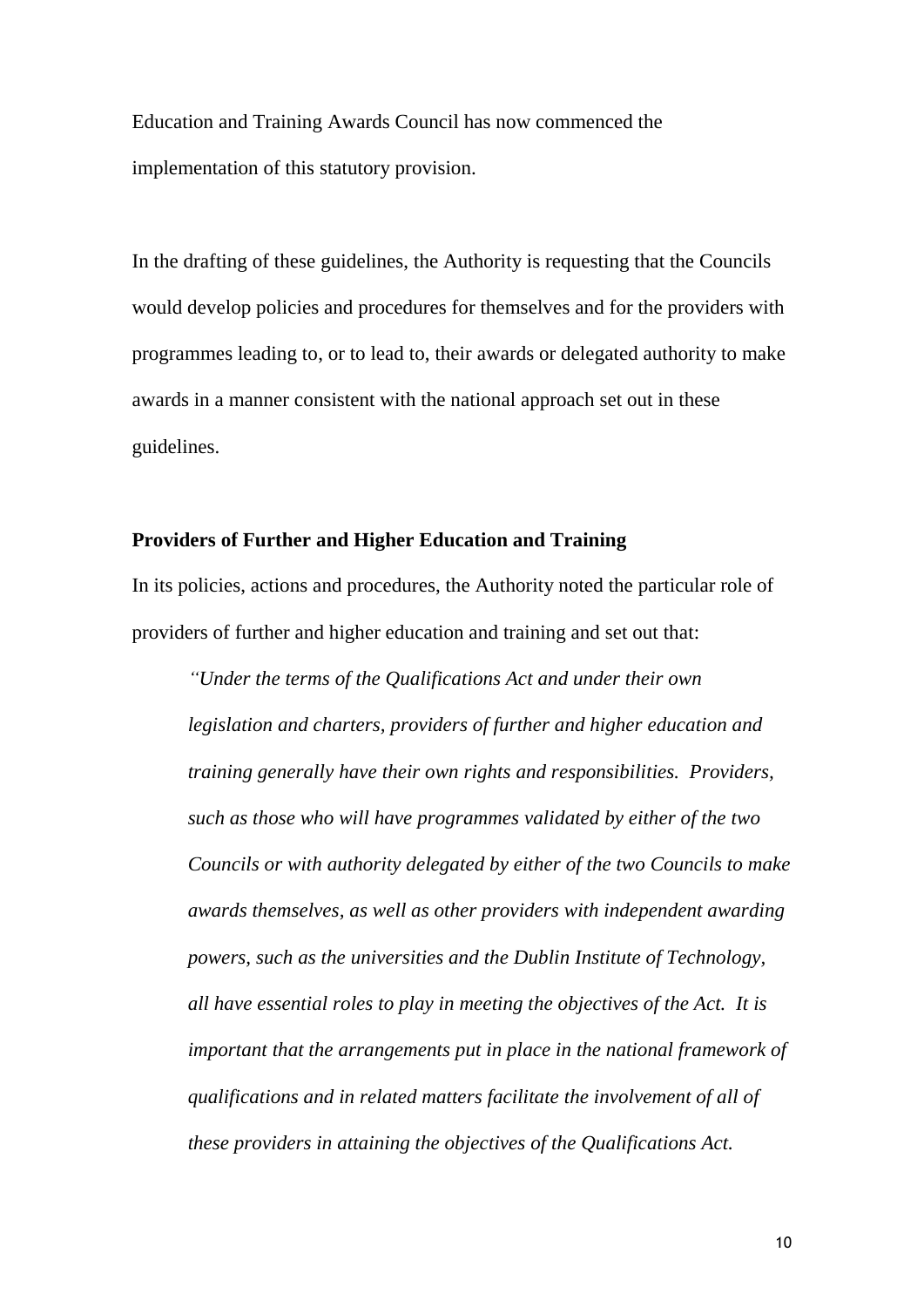Education and Training Awards Council has now commenced the implementation of this statutory provision.

In the drafting of these guidelines, the Authority is requesting that the Councils would develop policies and procedures for themselves and for the providers with programmes leading to, or to lead to, their awards or delegated authority to make awards in a manner consistent with the national approach set out in these guidelines.

**Providers of Further and Higher Education and Training**

In its policies, actions and procedures, the Authority noted the particular role of providers of further and higher education and training and set out that:

> *"Under the terms of the Qualifications Act and under their own legislation and charters, providers of further and higher education and training generally have their own rights and responsibilities. Providers, such as those who will have programmes validated by either of the two Councils or with authority delegated by either of the two Councils to make awards themselves, as well as other providers with independent awarding powers, such as the universities and the Dublin Institute of Technology, all have essential roles to play in meeting the objectives of the Act. It is important that the arrangements put in place in the national framework of qualifications and in related matters facilitate the involvement of all of these providers in attaining the objectives of the Qualifications Act.*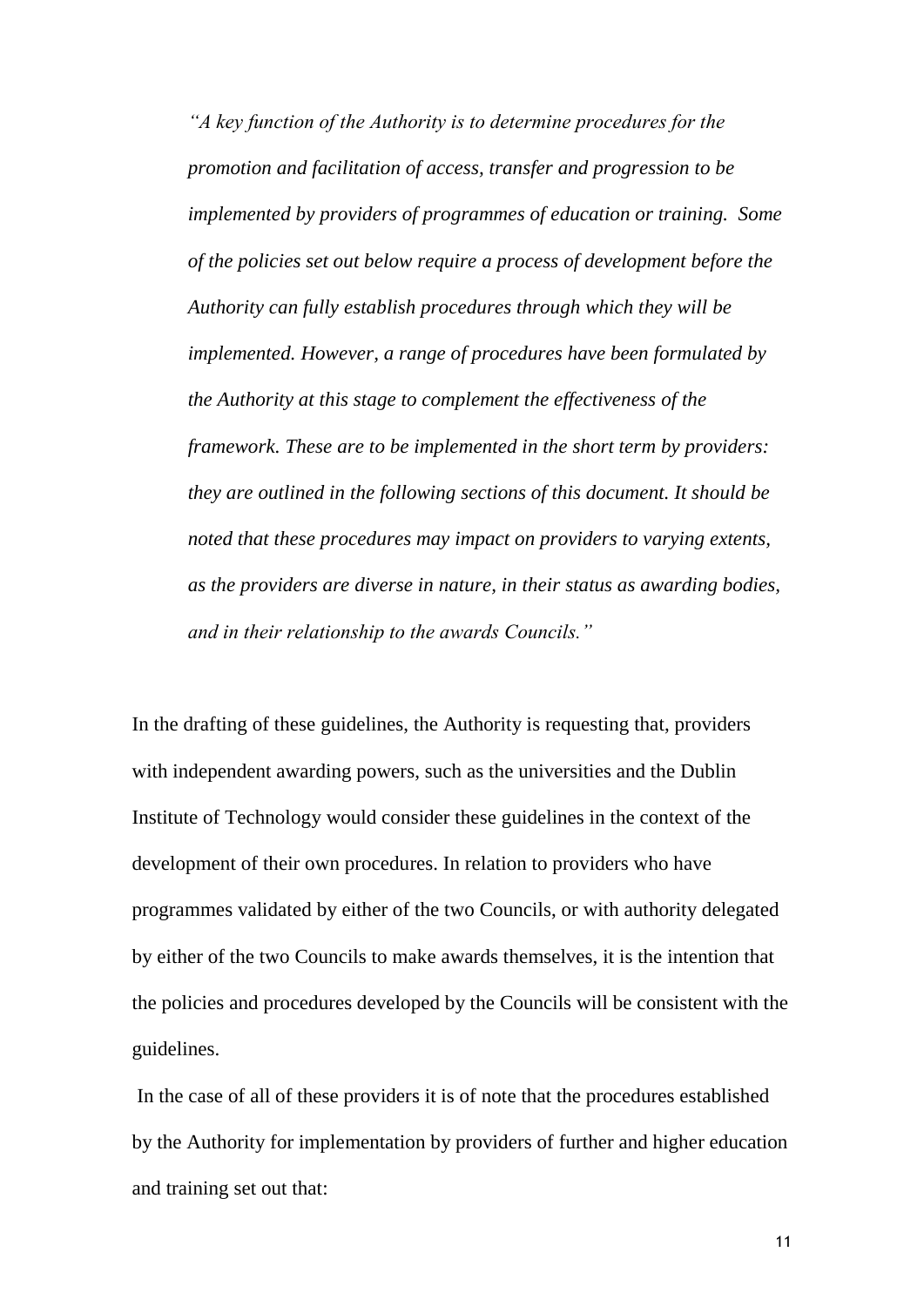*"A key function of the Authority is to determine procedures for the promotion and facilitation of access, transfer and progression to be implemented by providers of programmes of education or training. Some of the policies set out below require a process of development before the Authority can fully establish procedures through which they will be implemented. However, a range of procedures have been formulated by the Authority at this stage to complement the effectiveness of the framework. These are to be implemented in the short term by providers: they are outlined in the following sections of this document. It should be noted that these procedures may impact on providers to varying extents, as the providers are diverse in nature, in their status as awarding bodies, and in their relationship to the awards Councils."*

In the drafting of these guidelines, the Authority is requesting that, providers with independent awarding powers, such as the universities and the Dublin Institute of Technology would consider these guidelines in the context of the development of their own procedures. In relation to providers who have programmes validated by either of the two Councils, or with authority delegated by either of the two Councils to make awards themselves, it is the intention that the policies and procedures developed by the Councils will be consistent with the guidelines.

In the case of all of these providers it is of note that the procedures established by the Authority for implementation by providers of further and higher education and training set out that: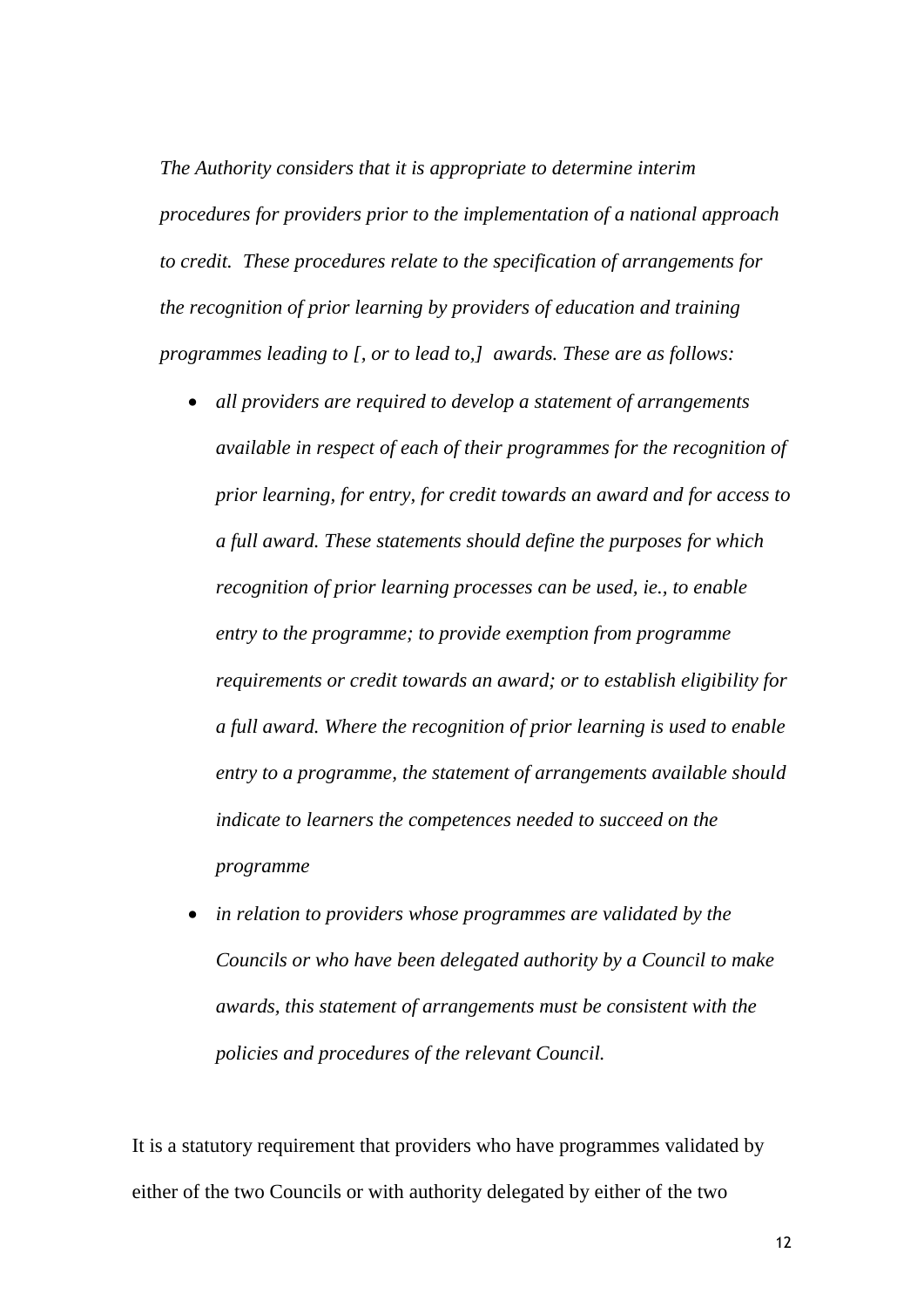*The Authority considers that it is appropriate to determine interim procedures for providers prior to the implementation of a national approach to credit. These procedures relate to the specification of arrangements for the recognition of prior learning by providers of education and training programmes leading to [, or to lead to,] awards. These are as follows:*

- *all providers are required to develop a statement of arrangements available in respect of each of their programmes for the recognition of prior learning, for entry, for credit towards an award and for access to a full award. These statements should define the purposes for which recognition of prior learning processes can be used, ie., to enable entry to the programme; to provide exemption from programme requirements or credit towards an award; or to establish eligibility for a full award. Where the recognition of prior learning is used to enable entry to a programme, the statement of arrangements available should indicate to learners the competences needed to succeed on the programme*
- *in relation to providers whose programmes are validated by the Councils or who have been delegated authority by a Council to make awards, this statement of arrangements must be consistent with the policies and procedures of the relevant Council.*

It is a statutory requirement that providers who have programmes validated by either of the two Councils or with authority delegated by either of the two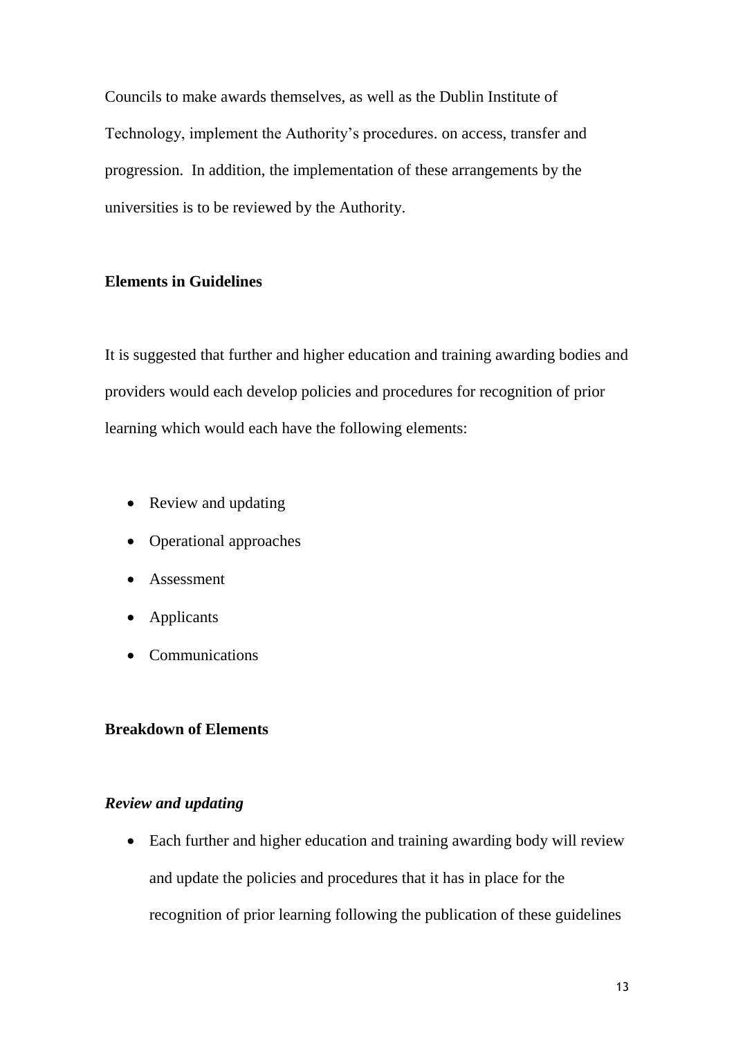Councils to make awards themselves, as well as the Dublin Institute of Technology, implement the Authority's procedures. on access, transfer and progression. In addition, the implementation of these arrangements by the universities is to be reviewed by the Authority.

**Elements in Guidelines**

It is suggested that further and higher education and training awarding bodies and providers would each develop policies and procedures for recognition of prior learning which would each have the following elements:

- Review and updating
- Operational approaches
- Assessment
- Applicants
- Communications

**Breakdown of Elements**

***Review and updating***

- Each further and higher education and training awarding body will review and update the policies and procedures that it has in place for the recognition of prior learning following the publication of these guidelines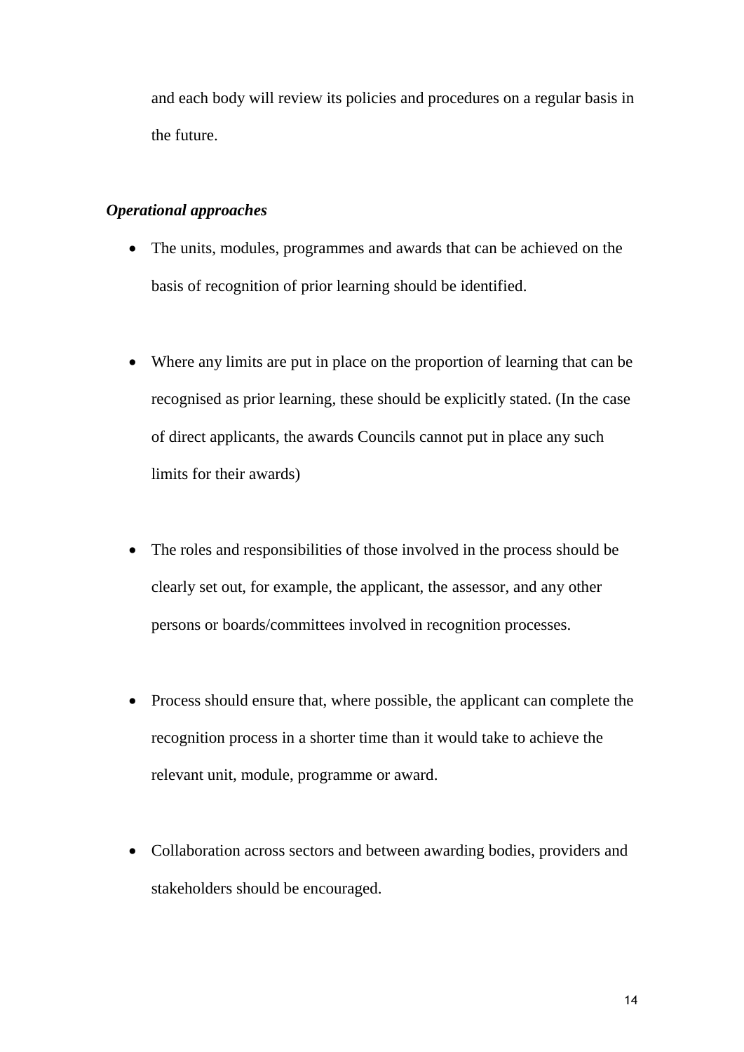and each body will review its policies and procedures on a regular basis in the future.

***Operational approaches***

- The units, modules, programmes and awards that can be achieved on the basis of recognition of prior learning should be identified.

- Where any limits are put in place on the proportion of learning that can be recognised as prior learning, these should be explicitly stated. (In the case of direct applicants, the awards Councils cannot put in place any such limits for their awards)

- The roles and responsibilities of those involved in the process should be clearly set out, for example, the applicant, the assessor, and any other persons or boards/committees involved in recognition processes.

- Process should ensure that, where possible, the applicant can complete the recognition process in a shorter time than it would take to achieve the relevant unit, module, programme or award.

- Collaboration across sectors and between awarding bodies, providers and stakeholders should be encouraged.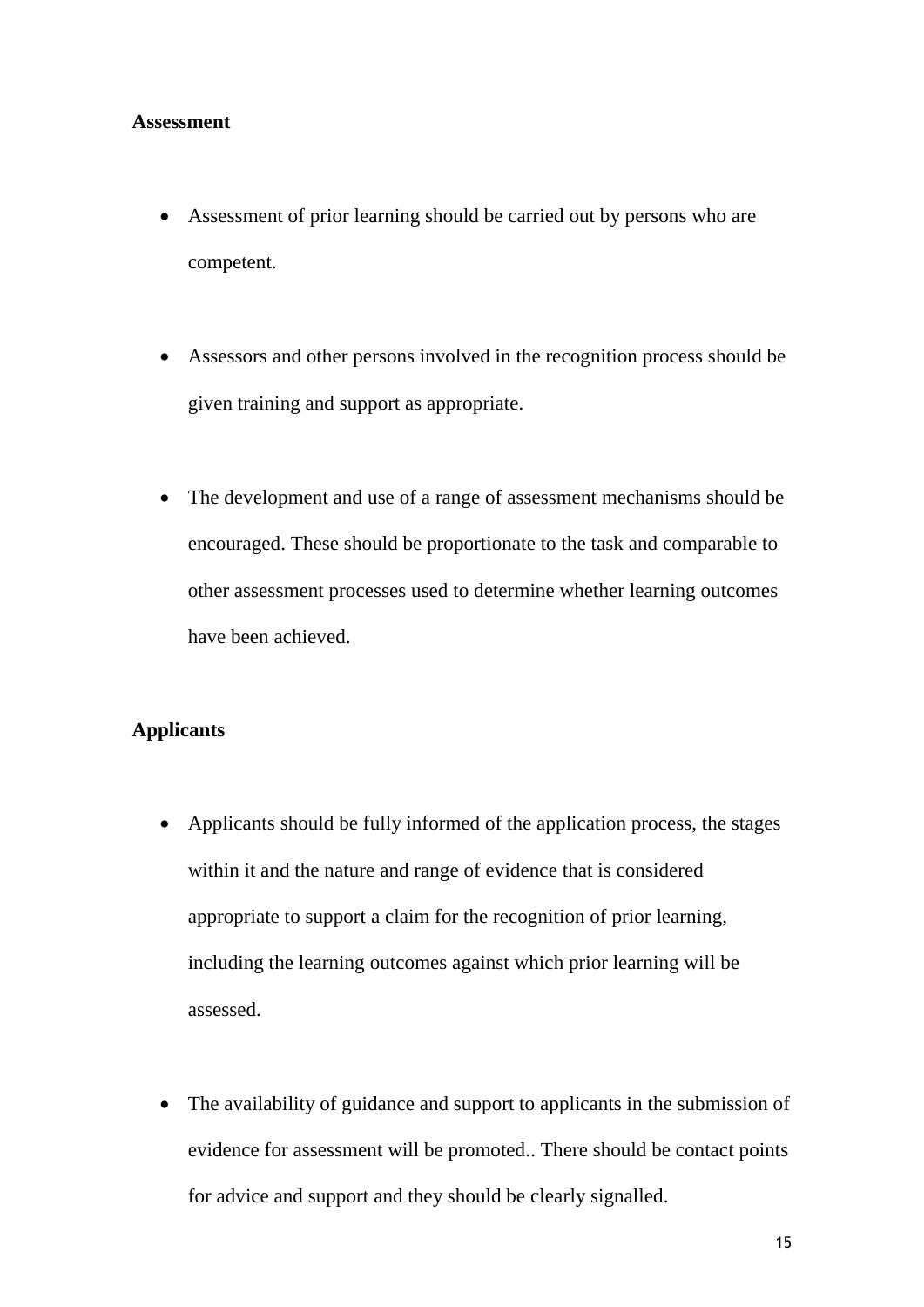**Assessment**

- Assessment of prior learning should be carried out by persons who are competent.

- Assessors and other persons involved in the recognition process should be given training and support as appropriate.

- The development and use of a range of assessment mechanisms should be encouraged. These should be proportionate to the task and comparable to other assessment processes used to determine whether learning outcomes have been achieved.

**Applicants**

- Applicants should be fully informed of the application process, the stages within it and the nature and range of evidence that is considered appropriate to support a claim for the recognition of prior learning, including the learning outcomes against which prior learning will be assessed.

- The availability of guidance and support to applicants in the submission of evidence for assessment will be promoted.. There should be contact points for advice and support and they should be clearly signalled.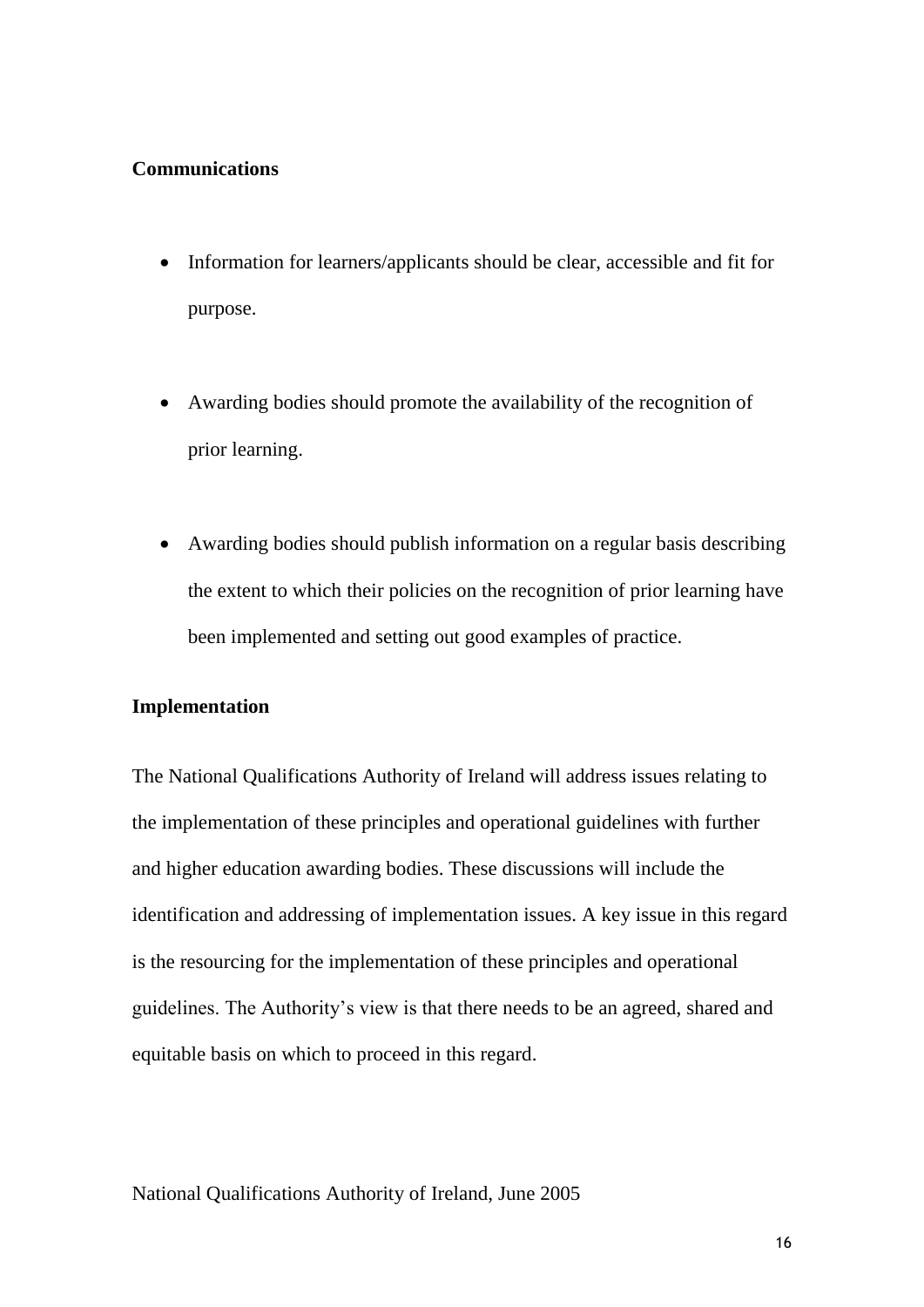**Communications**

- Information for learners/applicants should be clear, accessible and fit for purpose.
- Awarding bodies should promote the availability of the recognition of prior learning.
- Awarding bodies should publish information on a regular basis describing the extent to which their policies on the recognition of prior learning have been implemented and setting out good examples of practice.

**Implementation**

The National Qualifications Authority of Ireland will address issues relating to the implementation of these principles and operational guidelines with further and higher education awarding bodies. These discussions will include the identification and addressing of implementation issues. A key issue in this regard is the resourcing for the implementation of these principles and operational guidelines. The Authority's view is that there needs to be an agreed, shared and equitable basis on which to proceed in this regard.

National Qualifications Authority of Ireland, June 2005